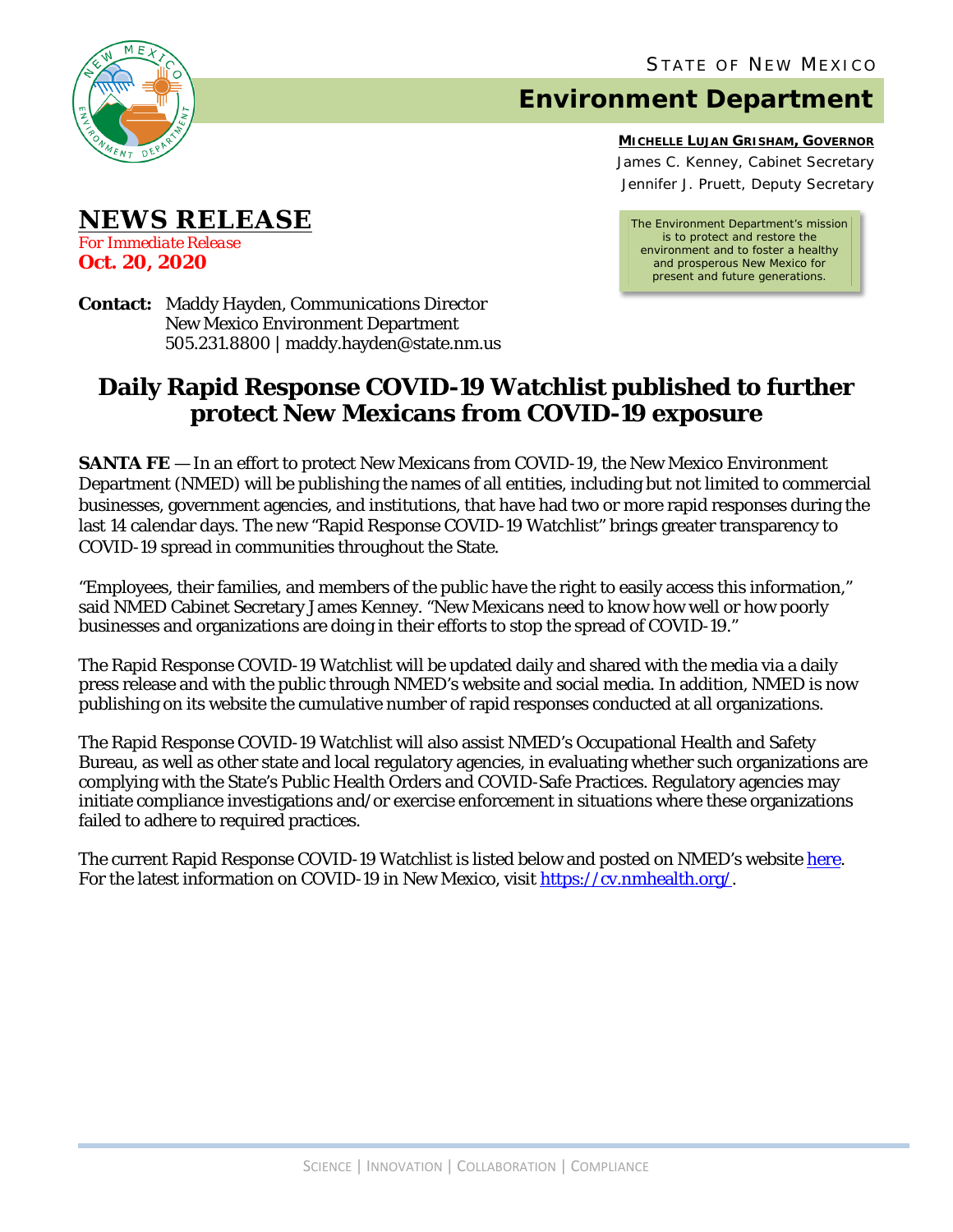STATE OF NEW MEXICO

# Environment Department

**MICHELLE LUJAN GRISHAM, GOVERNOR**
James C. Kenney, Cabinet Secretary
Jennifer J. Pruett, Deputy Secretary

The Environment Department's mission is to protect and restore the environment and to foster a healthy and prosperous New Mexico for present and future generations.

## NEWS RELEASE

*For Immediate Release*
**Oct. 20, 2020**

**Contact:** Maddy Hayden, Communications Director
New Mexico Environment Department
505.231.8800 | maddy.hayden@state.nm.us

# Daily Rapid Response COVID-19 Watchlist published to further protect New Mexicans from COVID-19 exposure

**SANTA FE** — In an effort to protect New Mexicans from COVID-19, the New Mexico Environment Department (NMED) will be publishing the names of all entities, including but not limited to commercial businesses, government agencies, and institutions, that have had two or more rapid responses during the last 14 calendar days. The new "Rapid Response COVID-19 Watchlist" brings greater transparency to COVID-19 spread in communities throughout the State.

"Employees, their families, and members of the public have the right to easily access this information," said NMED Cabinet Secretary James Kenney. "New Mexicans need to know how well or how poorly businesses and organizations are doing in their efforts to stop the spread of COVID-19."

The Rapid Response COVID-19 Watchlist will be updated daily and shared with the media via a daily press release and with the public through NMED's website and social media. In addition, NMED is now publishing on its website the cumulative number of rapid responses conducted at all organizations.

The Rapid Response COVID-19 Watchlist will also assist NMED's Occupational Health and Safety Bureau, as well as other state and local regulatory agencies, in evaluating whether such organizations are complying with the State's Public Health Orders and COVID-Safe Practices. Regulatory agencies may initiate compliance investigations and/or exercise enforcement in situations where these organizations failed to adhere to required practices.

The current Rapid Response COVID-19 Watchlist is listed below and posted on NMED's website here. For the latest information on COVID-19 in New Mexico, visit https://cv.nmhealth.org/.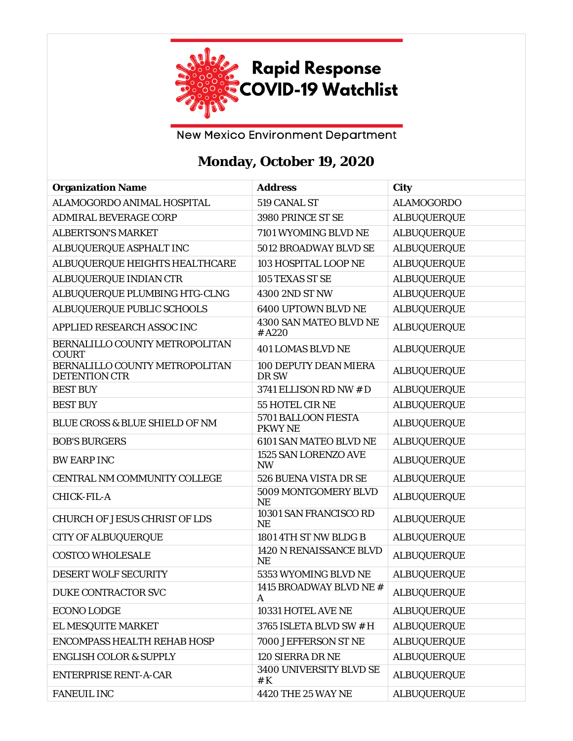# Rapid Response COVID-19 Watchlist

New Mexico Environment Department

## Monday, October 19, 2020

| Organization Name | Address | City |
|---|---|---|
| ALAMOGORDO ANIMAL HOSPITAL | 519 CANAL ST | ALAMOGORDO |
| ADMIRAL BEVERAGE CORP | 3980 PRINCE ST SE | ALBUQUERQUE |
| ALBERTSON'S MARKET | 7101 WYOMING BLVD NE | ALBUQUERQUE |
| ALBUQUERQUE ASPHALT INC | 5012 BROADWAY BLVD SE | ALBUQUERQUE |
| ALBUQUERQUE HEIGHTS HEALTHCARE | 103 HOSPITAL LOOP NE | ALBUQUERQUE |
| ALBUQUERQUE INDIAN CTR | 105 TEXAS ST SE | ALBUQUERQUE |
| ALBUQUERQUE PLUMBING HTG-CLNG | 4300 2ND ST NW | ALBUQUERQUE |
| ALBUQUERQUE PUBLIC SCHOOLS | 6400 UPTOWN BLVD NE | ALBUQUERQUE |
| APPLIED RESEARCH ASSOC INC | 4300 SAN MATEO BLVD NE # A220 | ALBUQUERQUE |
| BERNALILLO COUNTY METROPOLITAN COURT | 401 LOMAS BLVD NE | ALBUQUERQUE |
| BERNALILLO COUNTY METROPOLITAN DETENTION CTR | 100 DEPUTY DEAN MIERA DR SW | ALBUQUERQUE |
| BEST BUY | 3741 ELLISON RD NW # D | ALBUQUERQUE |
| BEST BUY | 55 HOTEL CIR NE | ALBUQUERQUE |
| BLUE CROSS & BLUE SHIELD OF NM | 5701 BALLOON FIESTA PKWY NE | ALBUQUERQUE |
| BOB'S BURGERS | 6101 SAN MATEO BLVD NE | ALBUQUERQUE |
| BW EARP INC | 1525 SAN LORENZO AVE NW | ALBUQUERQUE |
| CENTRAL NM COMMUNITY COLLEGE | 526 BUENA VISTA DR SE | ALBUQUERQUE |
| CHICK-FIL-A | 5009 MONTGOMERY BLVD NE | ALBUQUERQUE |
| CHURCH OF JESUS CHRIST OF LDS | 10301 SAN FRANCISCO RD NE | ALBUQUERQUE |
| CITY OF ALBUQUERQUE | 1801 4TH ST NW BLDG B | ALBUQUERQUE |
| COSTCO WHOLESALE | 1420 N RENAISSANCE BLVD NE | ALBUQUERQUE |
| DESERT WOLF SECURITY | 5353 WYOMING BLVD NE | ALBUQUERQUE |
| DUKE CONTRACTOR SVC | 1415 BROADWAY BLVD NE # A | ALBUQUERQUE |
| ECONO LODGE | 10331 HOTEL AVE NE | ALBUQUERQUE |
| EL MESQUITE MARKET | 3765 ISLETA BLVD SW # H | ALBUQUERQUE |
| ENCOMPASS HEALTH REHAB HOSP | 7000 JEFFERSON ST NE | ALBUQUERQUE |
| ENGLISH COLOR & SUPPLY | 120 SIERRA DR NE | ALBUQUERQUE |
| ENTERPRISE RENT-A-CAR | 3400 UNIVERSITY BLVD SE # K | ALBUQUERQUE |
| FANEUIL INC | 4420 THE 25 WAY NE | ALBUQUERQUE |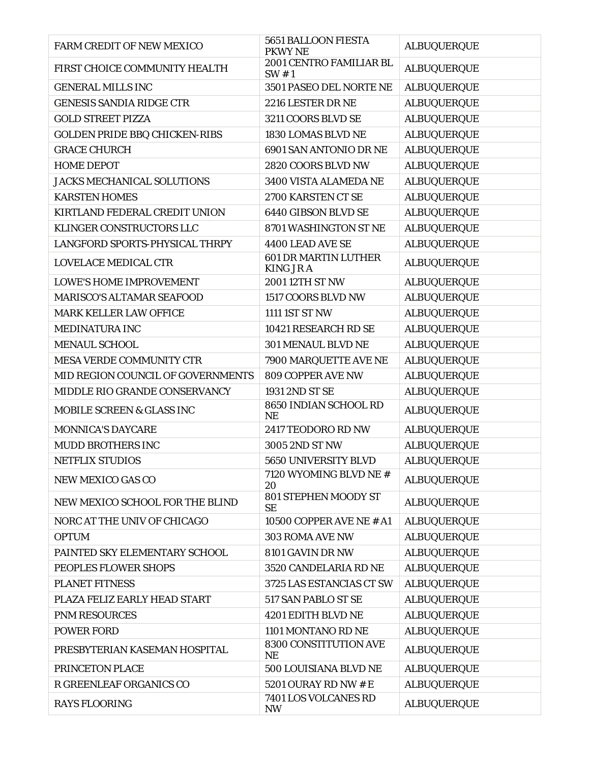| | | |
|---|---|---|
| FARM CREDIT OF NEW MEXICO | 5651 BALLOON FIESTA PKWY NE | ALBUQUERQUE |
| FIRST CHOICE COMMUNITY HEALTH | 2001 CENTRO FAMILIAR BL SW # 1 | ALBUQUERQUE |
| GENERAL MILLS INC | 3501 PASEO DEL NORTE NE | ALBUQUERQUE |
| GENESIS SANDIA RIDGE CTR | 2216 LESTER DR NE | ALBUQUERQUE |
| GOLD STREET PIZZA | 3211 COORS BLVD SE | ALBUQUERQUE |
| GOLDEN PRIDE BBQ CHICKEN-RIBS | 1830 LOMAS BLVD NE | ALBUQUERQUE |
| GRACE CHURCH | 6901 SAN ANTONIO DR NE | ALBUQUERQUE |
| HOME DEPOT | 2820 COORS BLVD NW | ALBUQUERQUE |
| JACKS MECHANICAL SOLUTIONS | 3400 VISTA ALAMEDA NE | ALBUQUERQUE |
| KARSTEN HOMES | 2700 KARSTEN CT SE | ALBUQUERQUE |
| KIRTLAND FEDERAL CREDIT UNION | 6440 GIBSON BLVD SE | ALBUQUERQUE |
| KLINGER CONSTRUCTORS LLC | 8701 WASHINGTON ST NE | ALBUQUERQUE |
| LANGFORD SPORTS-PHYSICAL THRPY | 4400 LEAD AVE SE | ALBUQUERQUE |
| LOVELACE MEDICAL CTR | 601 DR MARTIN LUTHER KING JR A | ALBUQUERQUE |
| LOWE'S HOME IMPROVEMENT | 2001 12TH ST NW | ALBUQUERQUE |
| MARISCO'S ALTAMAR SEAFOOD | 1517 COORS BLVD NW | ALBUQUERQUE |
| MARK KELLER LAW OFFICE | 1111 1ST ST NW | ALBUQUERQUE |
| MEDINATURA INC | 10421 RESEARCH RD SE | ALBUQUERQUE |
| MENAUL SCHOOL | 301 MENAUL BLVD NE | ALBUQUERQUE |
| MESA VERDE COMMUNITY CTR | 7900 MARQUETTE AVE NE | ALBUQUERQUE |
| MID REGION COUNCIL OF GOVERNMENTS | 809 COPPER AVE NW | ALBUQUERQUE |
| MIDDLE RIO GRANDE CONSERVANCY | 1931 2ND ST SE | ALBUQUERQUE |
| MOBILE SCREEN & GLASS INC | 8650 INDIAN SCHOOL RD NE | ALBUQUERQUE |
| MONNICA'S DAYCARE | 2417 TEODORO RD NW | ALBUQUERQUE |
| MUDD BROTHERS INC | 3005 2ND ST NW | ALBUQUERQUE |
| NETFLIX STUDIOS | 5650 UNIVERSITY BLVD | ALBUQUERQUE |
| NEW MEXICO GAS CO | 7120 WYOMING BLVD NE # 20 | ALBUQUERQUE |
| NEW MEXICO SCHOOL FOR THE BLIND | 801 STEPHEN MOODY ST SE | ALBUQUERQUE |
| NORC AT THE UNIV OF CHICAGO | 10500 COPPER AVE NE # A1 | ALBUQUERQUE |
| OPTUM | 303 ROMA AVE NW | ALBUQUERQUE |
| PAINTED SKY ELEMENTARY SCHOOL | 8101 GAVIN DR NW | ALBUQUERQUE |
| PEOPLES FLOWER SHOPS | 3520 CANDELARIA RD NE | ALBUQUERQUE |
| PLANET FITNESS | 3725 LAS ESTANCIAS CT SW | ALBUQUERQUE |
| PLAZA FELIZ EARLY HEAD START | 517 SAN PABLO ST SE | ALBUQUERQUE |
| PNM RESOURCES | 4201 EDITH BLVD NE | ALBUQUERQUE |
| POWER FORD | 1101 MONTANO RD NE | ALBUQUERQUE |
| PRESBYTERIAN KASEMAN HOSPITAL | 8300 CONSTITUTION AVE NE | ALBUQUERQUE |
| PRINCETON PLACE | 500 LOUISIANA BLVD NE | ALBUQUERQUE |
| R GREENLEAF ORGANICS CO | 5201 OURAY RD NW # E | ALBUQUERQUE |
| RAYS FLOORING | 7401 LOS VOLCANES RD NW | ALBUQUERQUE |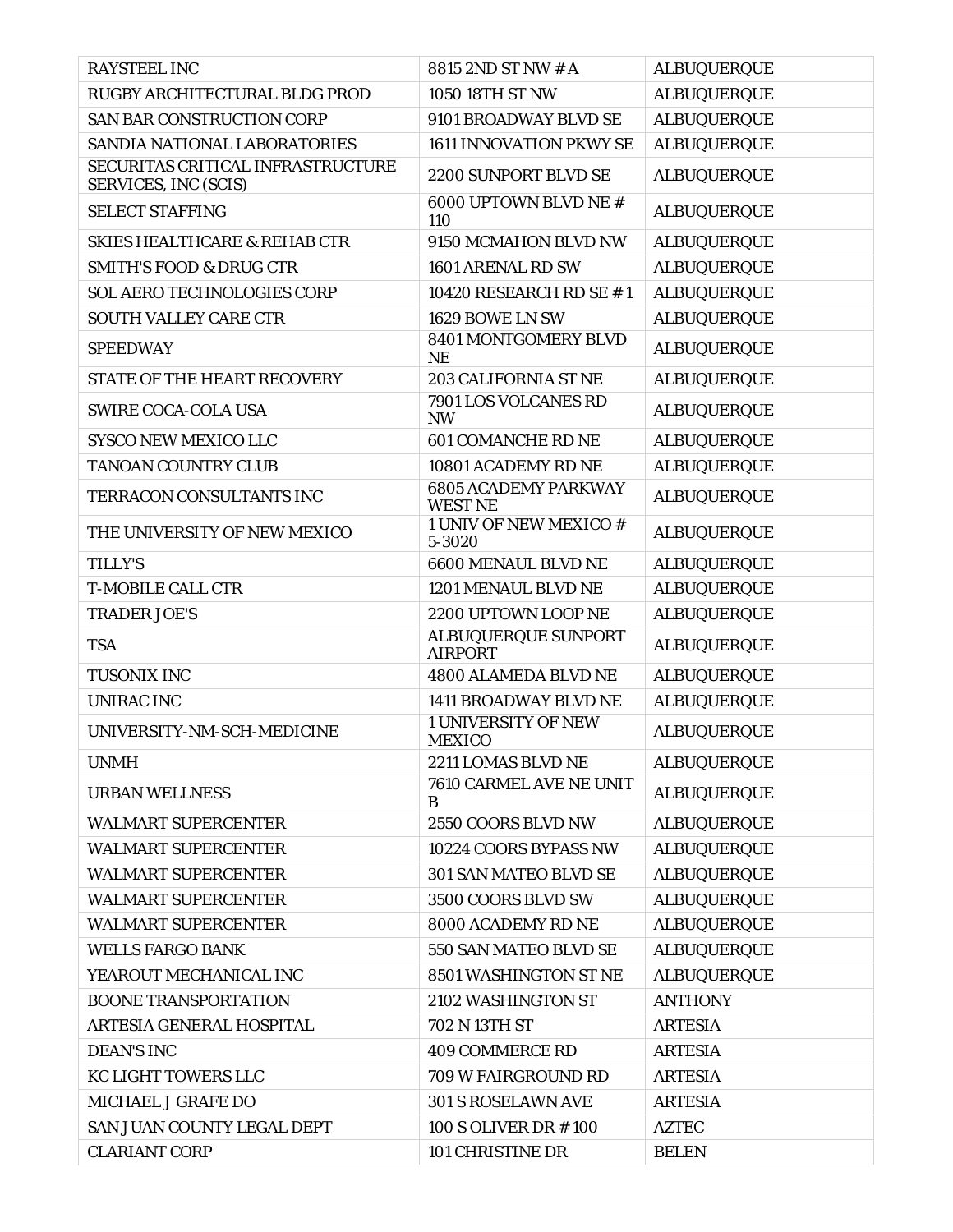| | | |
|---|---|---|
| RAYSTEEL INC | 8815 2ND ST NW # A | ALBUQUERQUE |
| RUGBY ARCHITECTURAL BLDG PROD | 1050 18TH ST NW | ALBUQUERQUE |
| SAN BAR CONSTRUCTION CORP | 9101 BROADWAY BLVD SE | ALBUQUERQUE |
| SANDIA NATIONAL LABORATORIES | 1611 INNOVATION PKWY SE | ALBUQUERQUE |
| SECURITAS CRITICAL INFRASTRUCTURE SERVICES, INC (SCIS) | 2200 SUNPORT BLVD SE | ALBUQUERQUE |
| SELECT STAFFING | 6000 UPTOWN BLVD NE # 110 | ALBUQUERQUE |
| SKIES HEALTHCARE & REHAB CTR | 9150 MCMAHON BLVD NW | ALBUQUERQUE |
| SMITH'S FOOD & DRUG CTR | 1601 ARENAL RD SW | ALBUQUERQUE |
| SOL AERO TECHNOLOGIES CORP | 10420 RESEARCH RD SE # 1 | ALBUQUERQUE |
| SOUTH VALLEY CARE CTR | 1629 BOWE LN SW | ALBUQUERQUE |
| SPEEDWAY | 8401 MONTGOMERY BLVD NE | ALBUQUERQUE |
| STATE OF THE HEART RECOVERY | 203 CALIFORNIA ST NE | ALBUQUERQUE |
| SWIRE COCA-COLA USA | 7901 LOS VOLCANES RD NW | ALBUQUERQUE |
| SYSCO NEW MEXICO LLC | 601 COMANCHE RD NE | ALBUQUERQUE |
| TANOAN COUNTRY CLUB | 10801 ACADEMY RD NE | ALBUQUERQUE |
| TERRACON CONSULTANTS INC | 6805 ACADEMY PARKWAY WEST NE | ALBUQUERQUE |
| THE UNIVERSITY OF NEW MEXICO | 1 UNIV OF NEW MEXICO # 5-3020 | ALBUQUERQUE |
| TILLY'S | 6600 MENAUL BLVD NE | ALBUQUERQUE |
| T-MOBILE CALL CTR | 1201 MENAUL BLVD NE | ALBUQUERQUE |
| TRADER JOE'S | 2200 UPTOWN LOOP NE | ALBUQUERQUE |
| TSA | ALBUQUERQUE SUNPORT AIRPORT | ALBUQUERQUE |
| TUSONIX INC | 4800 ALAMEDA BLVD NE | ALBUQUERQUE |
| UNIRAC INC | 1411 BROADWAY BLVD NE | ALBUQUERQUE |
| UNIVERSITY-NM-SCH-MEDICINE | 1 UNIVERSITY OF NEW MEXICO | ALBUQUERQUE |
| UNMH | 2211 LOMAS BLVD NE | ALBUQUERQUE |
| URBAN WELLNESS | 7610 CARMEL AVE NE UNIT B | ALBUQUERQUE |
| WALMART SUPERCENTER | 2550 COORS BLVD NW | ALBUQUERQUE |
| WALMART SUPERCENTER | 10224 COORS BYPASS NW | ALBUQUERQUE |
| WALMART SUPERCENTER | 301 SAN MATEO BLVD SE | ALBUQUERQUE |
| WALMART SUPERCENTER | 3500 COORS BLVD SW | ALBUQUERQUE |
| WALMART SUPERCENTER | 8000 ACADEMY RD NE | ALBUQUERQUE |
| WELLS FARGO BANK | 550 SAN MATEO BLVD SE | ALBUQUERQUE |
| YEAROUT MECHANICAL INC | 8501 WASHINGTON ST NE | ALBUQUERQUE |
| BOONE TRANSPORTATION | 2102 WASHINGTON ST | ANTHONY |
| ARTESIA GENERAL HOSPITAL | 702 N 13TH ST | ARTESIA |
| DEAN'S INC | 409 COMMERCE RD | ARTESIA |
| KC LIGHT TOWERS LLC | 709 W FAIRGROUND RD | ARTESIA |
| MICHAEL J GRAFE DO | 301 S ROSELAWN AVE | ARTESIA |
| SAN JUAN COUNTY LEGAL DEPT | 100 S OLIVER DR # 100 | AZTEC |
| CLARIANT CORP | 101 CHRISTINE DR | BELEN |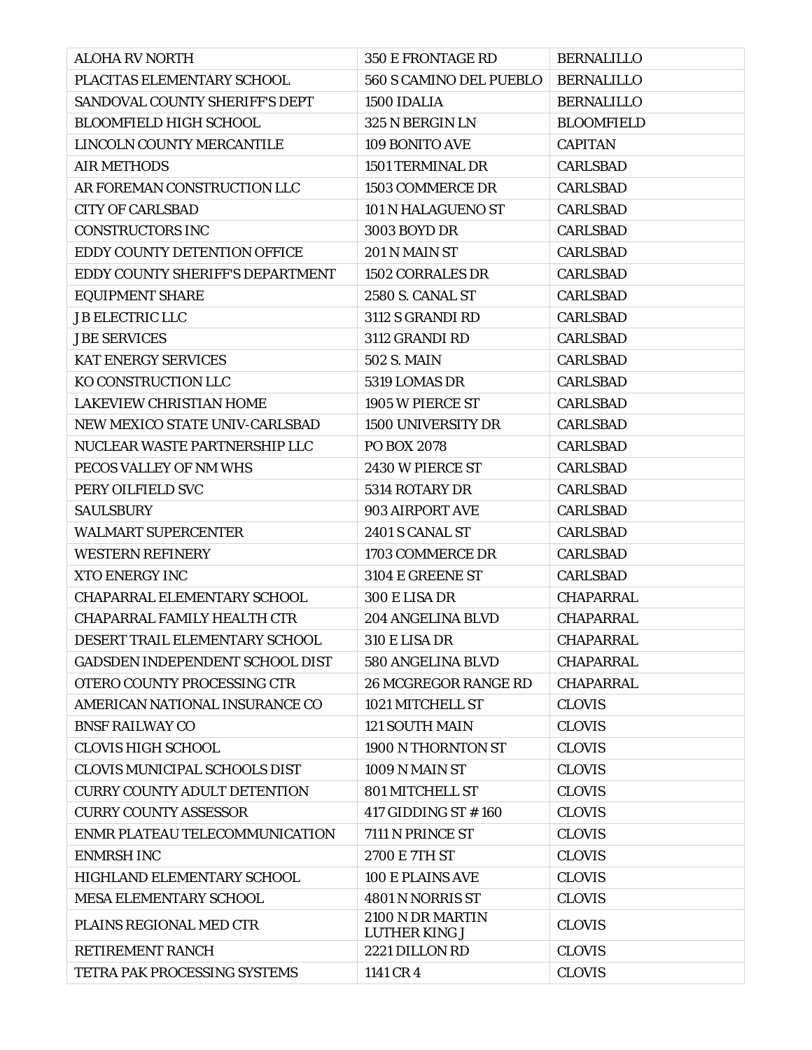| ALOHA RV NORTH | 350 E FRONTAGE RD | BERNALILLO |
|---|---|---|
| PLACITAS ELEMENTARY SCHOOL | 560 S CAMINO DEL PUEBLO | BERNALILLO |
| SANDOVAL COUNTY SHERIFF'S DEPT | 1500 IDALIA | BERNALILLO |
| BLOOMFIELD HIGH SCHOOL | 325 N BERGIN LN | BLOOMFIELD |
| LINCOLN COUNTY MERCANTILE | 109 BONITO AVE | CAPITAN |
| AIR METHODS | 1501 TERMINAL DR | CARLSBAD |
| AR FOREMAN CONSTRUCTION LLC | 1503 COMMERCE DR | CARLSBAD |
| CITY OF CARLSBAD | 101 N HALAGUENO ST | CARLSBAD |
| CONSTRUCTORS INC | 3003 BOYD DR | CARLSBAD |
| EDDY COUNTY DETENTION OFFICE | 201 N MAIN ST | CARLSBAD |
| EDDY COUNTY SHERIFF'S DEPARTMENT | 1502 CORRALES DR | CARLSBAD |
| EQUIPMENT SHARE | 2580 S. CANAL ST | CARLSBAD |
| J B ELECTRIC LLC | 3112 S GRANDI RD | CARLSBAD |
| J BE SERVICES | 3112 GRANDI RD | CARLSBAD |
| KAT ENERGY SERVICES | 502 S. MAIN | CARLSBAD |
| KO CONSTRUCTION LLC | 5319 LOMAS DR | CARLSBAD |
| LAKEVIEW CHRISTIAN HOME | 1905 W PIERCE ST | CARLSBAD |
| NEW MEXICO STATE UNIV-CARLSBAD | 1500 UNIVERSITY DR | CARLSBAD |
| NUCLEAR WASTE PARTNERSHIP LLC | PO BOX 2078 | CARLSBAD |
| PECOS VALLEY OF NM WHS | 2430 W PIERCE ST | CARLSBAD |
| PERY OILFIELD SVC | 5314 ROTARY DR | CARLSBAD |
| SAULSBURY | 903 AIRPORT AVE | CARLSBAD |
| WALMART SUPERCENTER | 2401 S CANAL ST | CARLSBAD |
| WESTERN REFINERY | 1703 COMMERCE DR | CARLSBAD |
| XTO ENERGY INC | 3104 E GREENE ST | CARLSBAD |
| CHAPARRAL ELEMENTARY SCHOOL | 300 E LISA DR | CHAPARRAL |
| CHAPARRAL FAMILY HEALTH CTR | 204 ANGELINA BLVD | CHAPARRAL |
| DESERT TRAIL ELEMENTARY SCHOOL | 310 E LISA DR | CHAPARRAL |
| GADSDEN INDEPENDENT SCHOOL DIST | 580 ANGELINA BLVD | CHAPARRAL |
| OTERO COUNTY PROCESSING CTR | 26 MCGREGOR RANGE RD | CHAPARRAL |
| AMERICAN NATIONAL INSURANCE CO | 1021 MITCHELL ST | CLOVIS |
| BNSF RAILWAY CO | 121 SOUTH MAIN | CLOVIS |
| CLOVIS HIGH SCHOOL | 1900 N THORNTON ST | CLOVIS |
| CLOVIS MUNICIPAL SCHOOLS DIST | 1009 N MAIN ST | CLOVIS |
| CURRY COUNTY ADULT DETENTION | 801 MITCHELL ST | CLOVIS |
| CURRY COUNTY ASSESSOR | 417 GIDDING ST # 160 | CLOVIS |
| ENMR PLATEAU TELECOMMUNICATION | 7111 N PRINCE ST | CLOVIS |
| ENMRSH INC | 2700 E 7TH ST | CLOVIS |
| HIGHLAND ELEMENTARY SCHOOL | 100 E PLAINS AVE | CLOVIS |
| MESA ELEMENTARY SCHOOL | 4801 N NORRIS ST | CLOVIS |
| PLAINS REGIONAL MED CTR | 2100 N DR MARTIN LUTHER KING J | CLOVIS |
| RETIREMENT RANCH | 2221 DILLON RD | CLOVIS |
| TETRA PAK PROCESSING SYSTEMS | 1141 CR 4 | CLOVIS |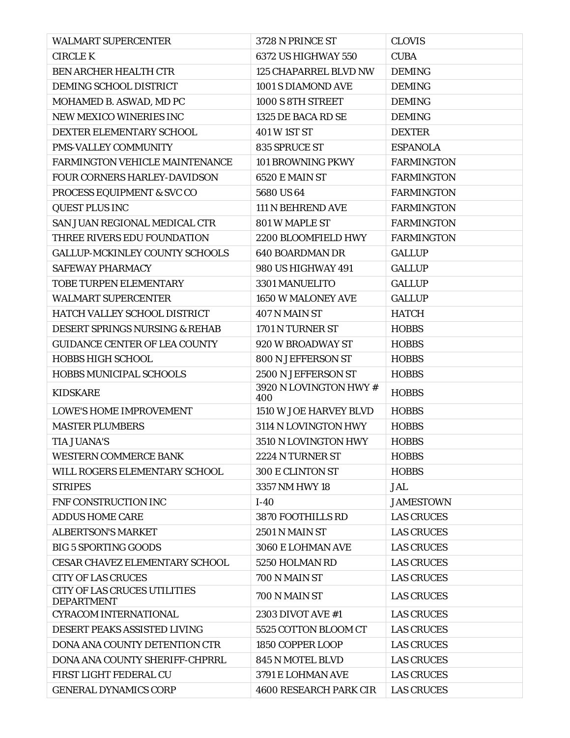| WALMART SUPERCENTER | 3728 N PRINCE ST | CLOVIS |
|---|---|---|
| CIRCLE K | 6372 US HIGHWAY 550 | CUBA |
| BEN ARCHER HEALTH CTR | 125 CHAPARREL BLVD NW | DEMING |
| DEMING SCHOOL DISTRICT | 1001 S DIAMOND AVE | DEMING |
| MOHAMED B. ASWAD, MD PC | 1000 S 8TH STREET | DEMING |
| NEW MEXICO WINERIES INC | 1325 DE BACA RD SE | DEMING |
| DEXTER ELEMENTARY SCHOOL | 401 W 1ST ST | DEXTER |
| PMS-VALLEY COMMUNITY | 835 SPRUCE ST | ESPANOLA |
| FARMINGTON VEHICLE MAINTENANCE | 101 BROWNING PKWY | FARMINGTON |
| FOUR CORNERS HARLEY-DAVIDSON | 6520 E MAIN ST | FARMINGTON |
| PROCESS EQUIPMENT & SVC CO | 5680 US 64 | FARMINGTON |
| QUEST PLUS INC | 111 N BEHREND AVE | FARMINGTON |
| SAN JUAN REGIONAL MEDICAL CTR | 801 W MAPLE ST | FARMINGTON |
| THREE RIVERS EDU FOUNDATION | 2200 BLOOMFIELD HWY | FARMINGTON |
| GALLUP-MCKINLEY COUNTY SCHOOLS | 640 BOARDMAN DR | GALLUP |
| SAFEWAY PHARMACY | 980 US HIGHWAY 491 | GALLUP |
| TOBE TURPEN ELEMENTARY | 3301 MANUELITO | GALLUP |
| WALMART SUPERCENTER | 1650 W MALONEY AVE | GALLUP |
| HATCH VALLEY SCHOOL DISTRICT | 407 N MAIN ST | HATCH |
| DESERT SPRINGS NURSING & REHAB | 1701 N TURNER ST | HOBBS |
| GUIDANCE CENTER OF LEA COUNTY | 920 W BROADWAY ST | HOBBS |
| HOBBS HIGH SCHOOL | 800 N JEFFERSON ST | HOBBS |
| HOBBS MUNICIPAL SCHOOLS | 2500 N JEFFERSON ST | HOBBS |
| KIDSKARE | 3920 N LOVINGTON HWY # 400 | HOBBS |
| LOWE'S HOME IMPROVEMENT | 1510 W JOE HARVEY BLVD | HOBBS |
| MASTER PLUMBERS | 3114 N LOVINGTON HWY | HOBBS |
| TIA JUANA'S | 3510 N LOVINGTON HWY | HOBBS |
| WESTERN COMMERCE BANK | 2224 N TURNER ST | HOBBS |
| WILL ROGERS ELEMENTARY SCHOOL | 300 E CLINTON ST | HOBBS |
| STRIPES | 3357 NM HWY 18 | JAL |
| FNF CONSTRUCTION INC | I-40 | JAMESTOWN |
| ADDUS HOME CARE | 3870 FOOTHILLS RD | LAS CRUCES |
| ALBERTSON'S MARKET | 2501 N MAIN ST | LAS CRUCES |
| BIG 5 SPORTING GOODS | 3060 E LOHMAN AVE | LAS CRUCES |
| CESAR CHAVEZ ELEMENTARY SCHOOL | 5250 HOLMAN RD | LAS CRUCES |
| CITY OF LAS CRUCES | 700 N MAIN ST | LAS CRUCES |
| CITY OF LAS CRUCES UTILITIES DEPARTMENT | 700 N MAIN ST | LAS CRUCES |
| CYRACOM INTERNATIONAL | 2303 DIVOT AVE #1 | LAS CRUCES |
| DESERT PEAKS ASSISTED LIVING | 5525 COTTON BLOOM CT | LAS CRUCES |
| DONA ANA COUNTY DETENTION CTR | 1850 COPPER LOOP | LAS CRUCES |
| DONA ANA COUNTY SHERIFF-CHPRRL | 845 N MOTEL BLVD | LAS CRUCES |
| FIRST LIGHT FEDERAL CU | 3791 E LOHMAN AVE | LAS CRUCES |
| GENERAL DYNAMICS CORP | 4600 RESEARCH PARK CIR | LAS CRUCES |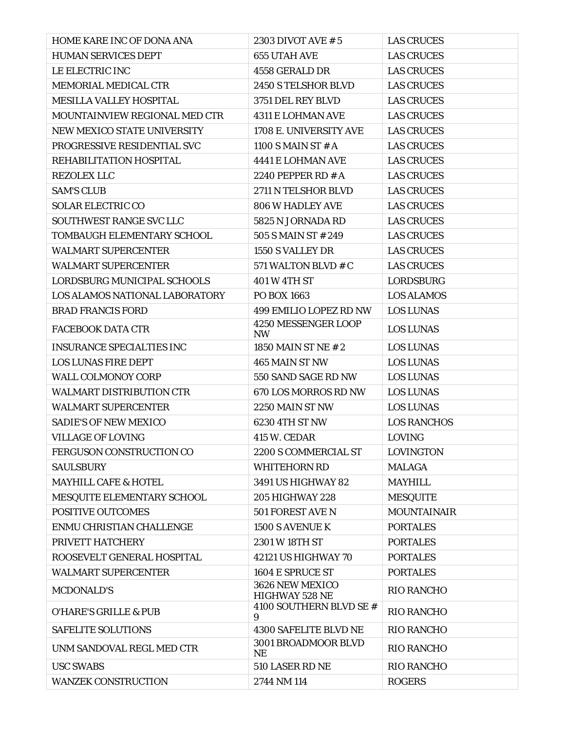| | | |
|---|---|---|
| HOME KARE INC OF DONA ANA | 2303 DIVOT AVE # 5 | LAS CRUCES |
| HUMAN SERVICES DEPT | 655 UTAH AVE | LAS CRUCES |
| LE ELECTRIC INC | 4558 GERALD DR | LAS CRUCES |
| MEMORIAL MEDICAL CTR | 2450 S TELSHOR BLVD | LAS CRUCES |
| MESILLA VALLEY HOSPITAL | 3751 DEL REY BLVD | LAS CRUCES |
| MOUNTAINVIEW REGIONAL MED CTR | 4311 E LOHMAN AVE | LAS CRUCES |
| NEW MEXICO STATE UNIVERSITY | 1708 E. UNIVERSITY AVE | LAS CRUCES |
| PROGRESSIVE RESIDENTIAL SVC | 1100 S MAIN ST # A | LAS CRUCES |
| REHABILITATION HOSPITAL | 4441 E LOHMAN AVE | LAS CRUCES |
| REZOLEX LLC | 2240 PEPPER RD # A | LAS CRUCES |
| SAM'S CLUB | 2711 N TELSHOR BLVD | LAS CRUCES |
| SOLAR ELECTRIC CO | 806 W HADLEY AVE | LAS CRUCES |
| SOUTHWEST RANGE SVC LLC | 5825 N JORNADA RD | LAS CRUCES |
| TOMBAUGH ELEMENTARY SCHOOL | 505 S MAIN ST # 249 | LAS CRUCES |
| WALMART SUPERCENTER | 1550 S VALLEY DR | LAS CRUCES |
| WALMART SUPERCENTER | 571 WALTON BLVD # C | LAS CRUCES |
| LORDSBURG MUNICIPAL SCHOOLS | 401 W 4TH ST | LORDSBURG |
| LOS ALAMOS NATIONAL LABORATORY | PO BOX 1663 | LOS ALAMOS |
| BRAD FRANCIS FORD | 499 EMILIO LOPEZ RD NW | LOS LUNAS |
| FACEBOOK DATA CTR | 4250 MESSENGER LOOP NW | LOS LUNAS |
| INSURANCE SPECIALTIES INC | 1850 MAIN ST NE # 2 | LOS LUNAS |
| LOS LUNAS FIRE DEPT | 465 MAIN ST NW | LOS LUNAS |
| WALL COLMONOY CORP | 550 SAND SAGE RD NW | LOS LUNAS |
| WALMART DISTRIBUTION CTR | 670 LOS MORROS RD NW | LOS LUNAS |
| WALMART SUPERCENTER | 2250 MAIN ST NW | LOS LUNAS |
| SADIE'S OF NEW MEXICO | 6230 4TH ST NW | LOS RANCHOS |
| VILLAGE OF LOVING | 415 W. CEDAR | LOVING |
| FERGUSON CONSTRUCTION CO | 2200 S COMMERCIAL ST | LOVINGTON |
| SAULSBURY | WHITEHORN RD | MALAGA |
| MAYHILL CAFE & HOTEL | 3491 US HIGHWAY 82 | MAYHILL |
| MESQUITE ELEMENTARY SCHOOL | 205 HIGHWAY 228 | MESQUITE |
| POSITIVE OUTCOMES | 501 FOREST AVE N | MOUNTAINAIR |
| ENMU CHRISTIAN CHALLENGE | 1500 S AVENUE K | PORTALES |
| PRIVETT HATCHERY | 2301 W 18TH ST | PORTALES |
| ROOSEVELT GENERAL HOSPITAL | 42121 US HIGHWAY 70 | PORTALES |
| WALMART SUPERCENTER | 1604 E SPRUCE ST | PORTALES |
| MCDONALD'S | 3626 NEW MEXICO HIGHWAY 528 NE | RIO RANCHO |
| O'HARE'S GRILLE & PUB | 4100 SOUTHERN BLVD SE # 9 | RIO RANCHO |
| SAFELITE SOLUTIONS | 4300 SAFELITE BLVD NE | RIO RANCHO |
| UNM SANDOVAL REGL MED CTR | 3001 BROADMOOR BLVD NE | RIO RANCHO |
| USC SWABS | 510 LASER RD NE | RIO RANCHO |
| WANZEK CONSTRUCTION | 2744 NM 114 | ROGERS |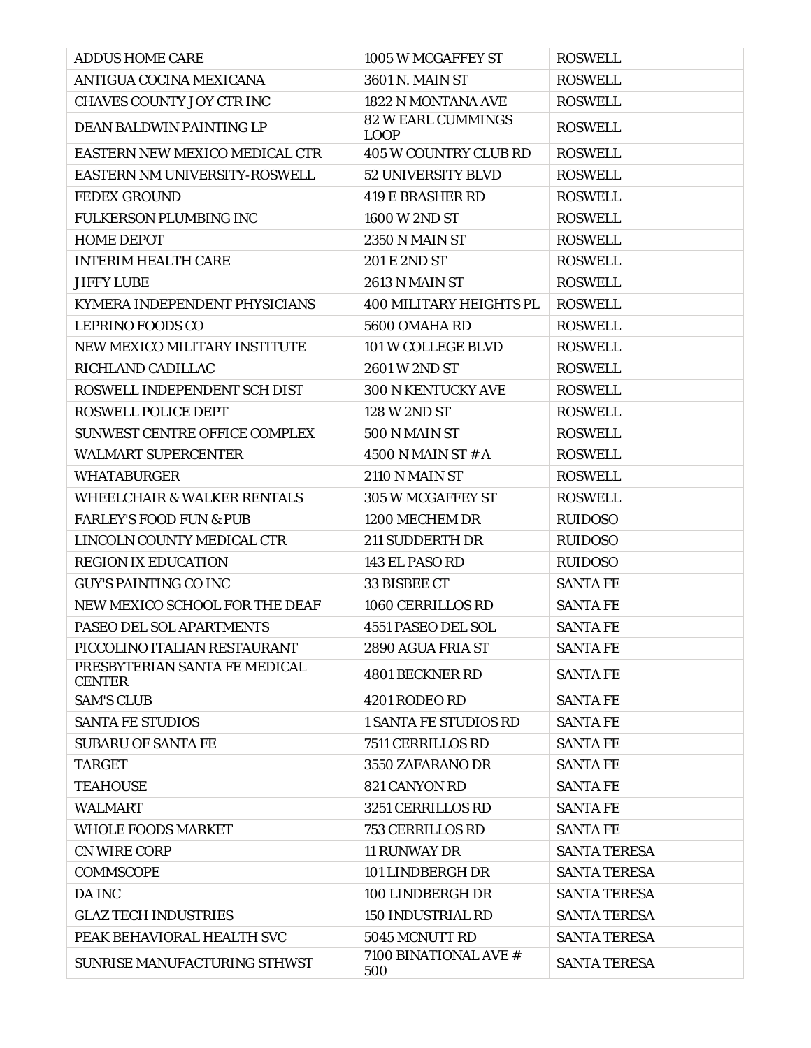| ADDUS HOME CARE | 1005 W MCGAFFEY ST | ROSWELL |
|---|---|---|
| ANTIGUA COCINA MEXICANA | 3601 N. MAIN ST | ROSWELL |
| CHAVES COUNTY JOY CTR INC | 1822 N MONTANA AVE | ROSWELL |
| DEAN BALDWIN PAINTING LP | 82 W EARL CUMMINGS LOOP | ROSWELL |
| EASTERN NEW MEXICO MEDICAL CTR | 405 W COUNTRY CLUB RD | ROSWELL |
| EASTERN NM UNIVERSITY-ROSWELL | 52 UNIVERSITY BLVD | ROSWELL |
| FEDEX GROUND | 419 E BRASHER RD | ROSWELL |
| FULKERSON PLUMBING INC | 1600 W 2ND ST | ROSWELL |
| HOME DEPOT | 2350 N MAIN ST | ROSWELL |
| INTERIM HEALTH CARE | 201 E 2ND ST | ROSWELL |
| JIFFY LUBE | 2613 N MAIN ST | ROSWELL |
| KYMERA INDEPENDENT PHYSICIANS | 400 MILITARY HEIGHTS PL | ROSWELL |
| LEPRINO FOODS CO | 5600 OMAHA RD | ROSWELL |
| NEW MEXICO MILITARY INSTITUTE | 101 W COLLEGE BLVD | ROSWELL |
| RICHLAND CADILLAC | 2601 W 2ND ST | ROSWELL |
| ROSWELL INDEPENDENT SCH DIST | 300 N KENTUCKY AVE | ROSWELL |
| ROSWELL POLICE DEPT | 128 W 2ND ST | ROSWELL |
| SUNWEST CENTRE OFFICE COMPLEX | 500 N MAIN ST | ROSWELL |
| WALMART SUPERCENTER | 4500 N MAIN ST # A | ROSWELL |
| WHATABURGER | 2110 N MAIN ST | ROSWELL |
| WHEELCHAIR & WALKER RENTALS | 305 W MCGAFFEY ST | ROSWELL |
| FARLEY'S FOOD FUN & PUB | 1200 MECHEM DR | RUIDOSO |
| LINCOLN COUNTY MEDICAL CTR | 211 SUDDERTH DR | RUIDOSO |
| REGION IX EDUCATION | 143 EL PASO RD | RUIDOSO |
| GUY'S PAINTING CO INC | 33 BISBEE CT | SANTA FE |
| NEW MEXICO SCHOOL FOR THE DEAF | 1060 CERRILLOS RD | SANTA FE |
| PASEO DEL SOL APARTMENTS | 4551 PASEO DEL SOL | SANTA FE |
| PICCOLINO ITALIAN RESTAURANT | 2890 AGUA FRIA ST | SANTA FE |
| PRESBYTERIAN SANTA FE MEDICAL CENTER | 4801 BECKNER RD | SANTA FE |
| SAM'S CLUB | 4201 RODEO RD | SANTA FE |
| SANTA FE STUDIOS | 1 SANTA FE STUDIOS RD | SANTA FE |
| SUBARU OF SANTA FE | 7511 CERRILLOS RD | SANTA FE |
| TARGET | 3550 ZAFARANO DR | SANTA FE |
| TEAHOUSE | 821 CANYON RD | SANTA FE |
| WALMART | 3251 CERRILLOS RD | SANTA FE |
| WHOLE FOODS MARKET | 753 CERRILLOS RD | SANTA FE |
| CN WIRE CORP | 11 RUNWAY DR | SANTA TERESA |
| COMMSCOPE | 101 LINDBERGH DR | SANTA TERESA |
| DA INC | 100 LINDBERGH DR | SANTA TERESA |
| GLAZ TECH INDUSTRIES | 150 INDUSTRIAL RD | SANTA TERESA |
| PEAK BEHAVIORAL HEALTH SVC | 5045 MCNUTT RD | SANTA TERESA |
| SUNRISE MANUFACTURING STHWST | 7100 BINATIONAL AVE # 500 | SANTA TERESA |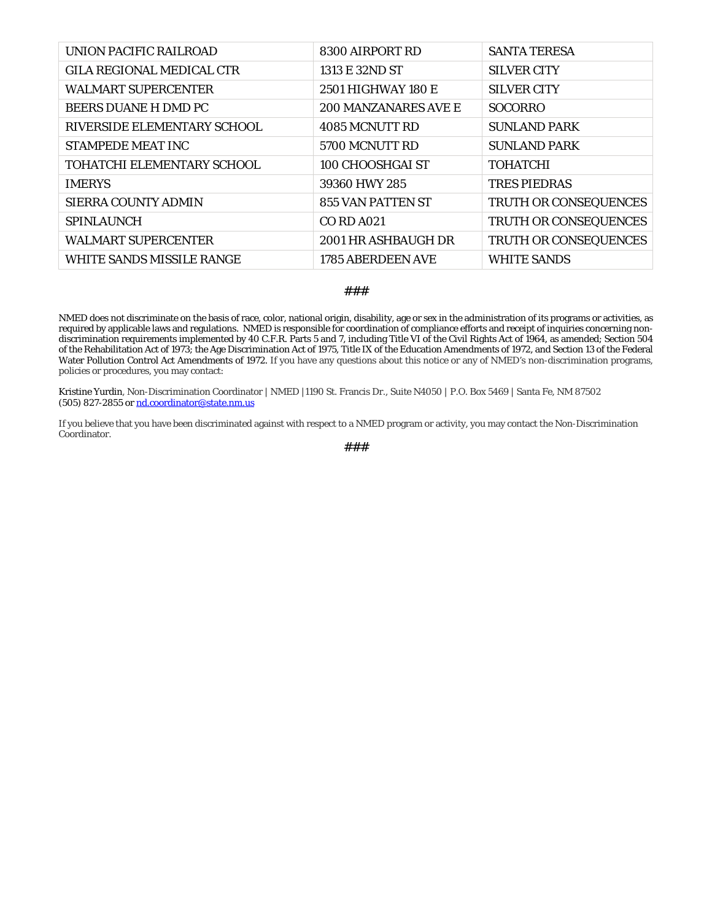| | | |
|---|---|---|
| UNION PACIFIC RAILROAD | 8300 AIRPORT RD | SANTA TERESA |
| GILA REGIONAL MEDICAL CTR | 1313 E 32ND ST | SILVER CITY |
| WALMART SUPERCENTER | 2501 HIGHWAY 180 E | SILVER CITY |
| BEERS DUANE H DMD PC | 200 MANZANARES AVE E | SOCORRO |
| RIVERSIDE ELEMENTARY SCHOOL | 4085 MCNUTT RD | SUNLAND PARK |
| STAMPEDE MEAT INC | 5700 MCNUTT RD | SUNLAND PARK |
| TOHATCHI ELEMENTARY SCHOOL | 100 CHOOSHGAI ST | TOHATCHI |
| IMERYS | 39360 HWY 285 | TRES PIEDRAS |
| SIERRA COUNTY ADMIN | 855 VAN PATTEN ST | TRUTH OR CONSEQUENCES |
| SPINLAUNCH | CO RD A021 | TRUTH OR CONSEQUENCES |
| WALMART SUPERCENTER | 2001 HR ASHBAUGH DR | TRUTH OR CONSEQUENCES |
| WHITE SANDS MISSILE RANGE | 1785 ABERDEEN AVE | WHITE SANDS |

###

NMED does not discriminate on the basis of race, color, national origin, disability, age or sex in the administration of its programs or activities, as required by applicable laws and regulations. NMED is responsible for coordination of compliance efforts and receipt of inquiries concerning non-discrimination requirements implemented by 40 C.F.R. Parts 5 and 7, including Title VI of the Civil Rights Act of 1964, as amended; Section 504 of the Rehabilitation Act of 1973; the Age Discrimination Act of 1975, Title IX of the Education Amendments of 1972, and Section 13 of the Federal Water Pollution Control Act Amendments of 1972. If you have any questions about this notice or any of NMED's non-discrimination programs, policies or procedures, you may contact:

Kristine Yurdin, Non-Discrimination Coordinator | NMED |1190 St. Francis Dr., Suite N4050 | P.O. Box 5469 | Santa Fe, NM 87502
(505) 827-2855 or nd.coordinator@state.nm.us

If you believe that you have been discriminated against with respect to a NMED program or activity, you may contact the Non-Discrimination Coordinator.

###